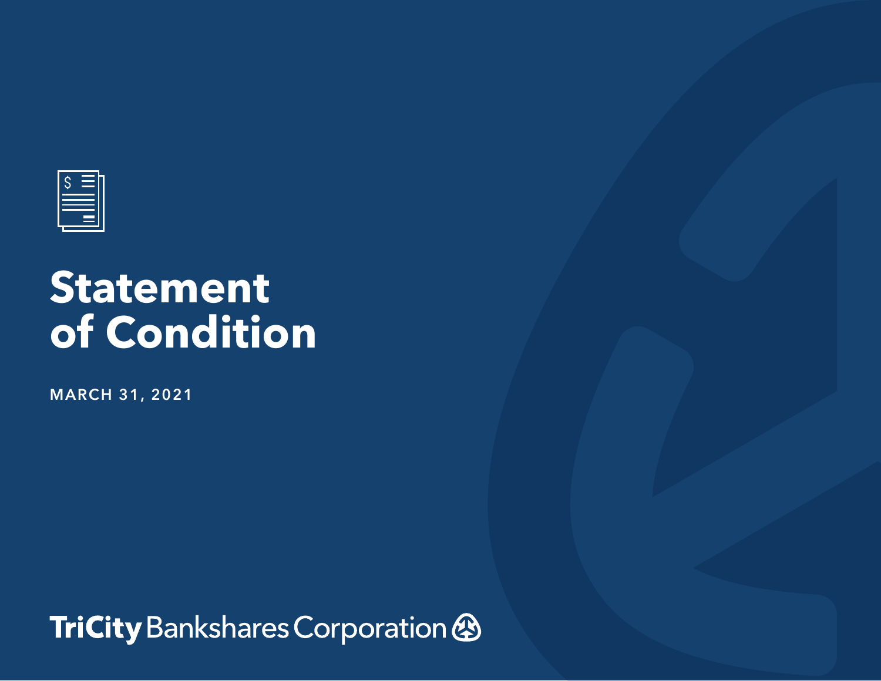# Statement of Condition

MARCH 31, 2021

TriCity Bankshares Corporation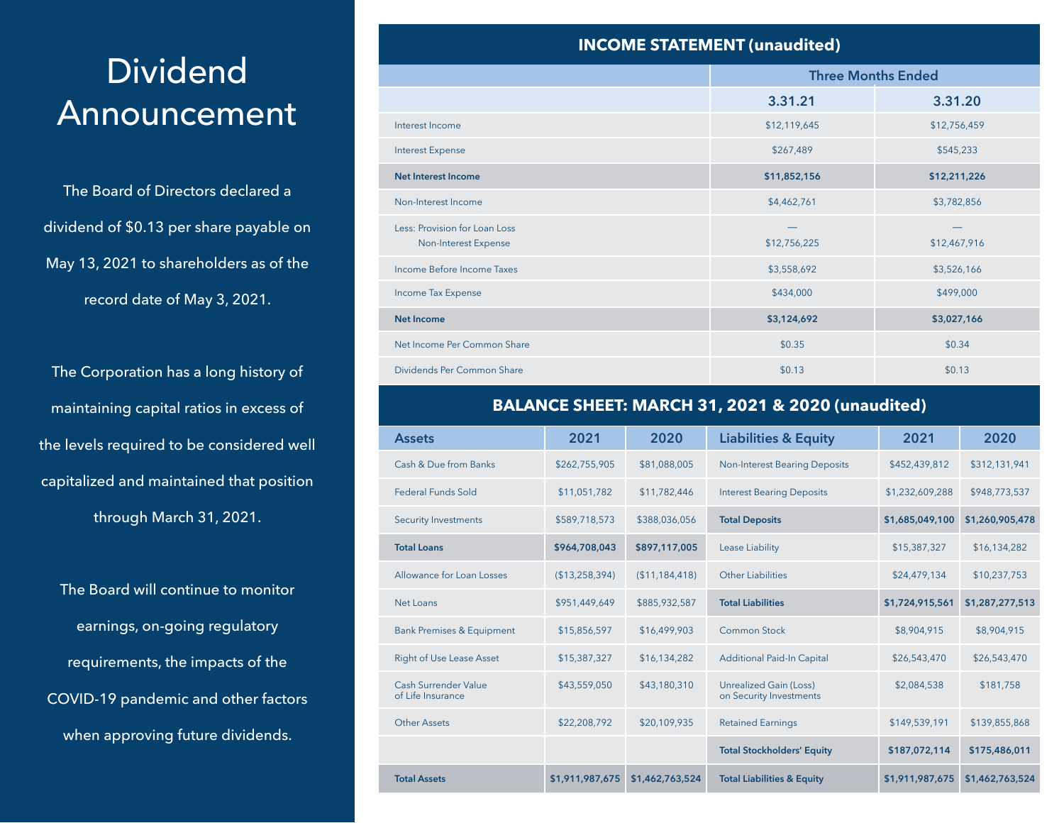# Dividend Announcement

The Board of Directors declared a dividend of $0.13 per share payable on May 13, 2021 to shareholders as of the record date of May 3, 2021.

The Corporation has a long history of maintaining capital ratios in excess of the levels required to be considered well capitalized and maintained that position through March 31, 2021.

The Board will continue to monitor earnings, on-going regulatory requirements, the impacts of the COVID-19 pandemic and other factors when approving future dividends.

## INCOME STATEMENT (unaudited)

| | Three Months Ended | |
|---|---|---|
| | **3.31.21** | **3.31.20** |
| Interest Income | $12,119,645 | $12,756,459 |
| Interest Expense | $267,489 | $545,233 |
| **Net Interest Income** | **$11,852,156** | **$12,211,226** |
| Non-Interest Income | $4,462,761 | $3,782,856 |
| Less: Provision for Loan Loss | — | — |
| Non-Interest Expense | $12,756,225 | $12,467,916 |
| Income Before Income Taxes | $3,558,692 | $3,526,166 |
| Income Tax Expense | $434,000 | $499,000 |
| **Net Income** | **$3,124,692** | **$3,027,166** |
| Net Income Per Common Share | $0.35 | $0.34 |
| Dividends Per Common Share | $0.13 | $0.13 |

## BALANCE SHEET: MARCH 31, 2021 & 2020 (unaudited)

| Assets | 2021 | 2020 | Liabilities & Equity | 2021 | 2020 |
|---|---|---|---|---|---|
| Cash & Due from Banks | $262,755,905 | $81,088,005 | Non-Interest Bearing Deposits | $452,439,812 | $312,131,941 |
| Federal Funds Sold | $11,051,782 | $11,782,446 | Interest Bearing Deposits | $1,232,609,288 | $948,773,537 |
| Security Investments | $589,718,573 | $388,036,056 | **Total Deposits** | **$1,685,049,100** | **$1,260,905,478** |
| **Total Loans** | **$964,708,043** | **$897,117,005** | Lease Liability | $15,387,327 | $16,134,282 |
| Allowance for Loan Losses | ($13,258,394) | ($11,184,418) | Other Liabilities | $24,479,134 | $10,237,753 |
| Net Loans | $951,449,649 | $885,932,587 | **Total Liabilities** | **$1,724,915,561** | **$1,287,277,513** |
| Bank Premises & Equipment | $15,856,597 | $16,499,903 | Common Stock | $8,904,915 | $8,904,915 |
| Right of Use Lease Asset | $15,387,327 | $16,134,282 | Additional Paid-In Capital | $26,543,470 | $26,543,470 |
| Cash Surrender Value of Life Insurance | $43,559,050 | $43,180,310 | Unrealized Gain (Loss) on Security Investments | $2,084,538 | $181,758 |
| Other Assets | $22,208,792 | $20,109,935 | Retained Earnings | $149,539,191 | $139,855,868 |
| | | | **Total Stockholders' Equity** | **$187,072,114** | **$175,486,011** |
| **Total Assets** | **$1,911,987,675** | **$1,462,763,524** | **Total Liabilities & Equity** | **$1,911,987,675** | **$1,462,763,524** |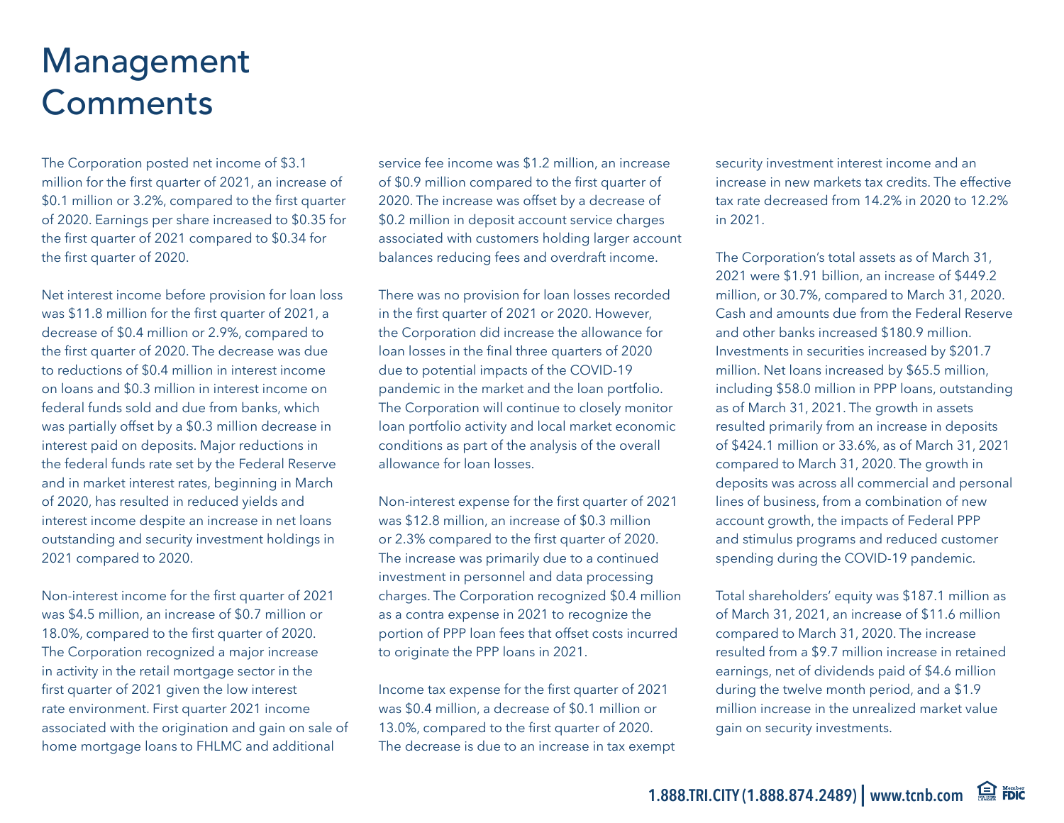# Management Comments

The Corporation posted net income of $3.1 million for the first quarter of 2021, an increase of $0.1 million or 3.2%, compared to the first quarter of 2020. Earnings per share increased to $0.35 for the first quarter of 2021 compared to $0.34 for the first quarter of 2020.

Net interest income before provision for loan loss was $11.8 million for the first quarter of 2021, a decrease of $0.4 million or 2.9%, compared to the first quarter of 2020. The decrease was due to reductions of $0.4 million in interest income on loans and $0.3 million in interest income on federal funds sold and due from banks, which was partially offset by a $0.3 million decrease in interest paid on deposits. Major reductions in the federal funds rate set by the Federal Reserve and in market interest rates, beginning in March of 2020, has resulted in reduced yields and interest income despite an increase in net loans outstanding and security investment holdings in 2021 compared to 2020.

Non-interest income for the first quarter of 2021 was $4.5 million, an increase of $0.7 million or 18.0%, compared to the first quarter of 2020. The Corporation recognized a major increase in activity in the retail mortgage sector in the first quarter of 2021 given the low interest rate environment. First quarter 2021 income associated with the origination and gain on sale of home mortgage loans to FHLMC and additional service fee income was $1.2 million, an increase of $0.9 million compared to the first quarter of 2020. The increase was offset by a decrease of $0.2 million in deposit account service charges associated with customers holding larger account balances reducing fees and overdraft income.

There was no provision for loan losses recorded in the first quarter of 2021 or 2020. However, the Corporation did increase the allowance for loan losses in the final three quarters of 2020 due to potential impacts of the COVID-19 pandemic in the market and the loan portfolio. The Corporation will continue to closely monitor loan portfolio activity and local market economic conditions as part of the analysis of the overall allowance for loan losses.

Non-interest expense for the first quarter of 2021 was $12.8 million, an increase of $0.3 million or 2.3% compared to the first quarter of 2020. The increase was primarily due to a continued investment in personnel and data processing charges. The Corporation recognized $0.4 million as a contra expense in 2021 to recognize the portion of PPP loan fees that offset costs incurred to originate the PPP loans in 2021.

Income tax expense for the first quarter of 2021 was $0.4 million, a decrease of $0.1 million or 13.0%, compared to the first quarter of 2020. The decrease is due to an increase in tax exempt security investment interest income and an increase in new markets tax credits. The effective tax rate decreased from 14.2% in 2020 to 12.2% in 2021.

The Corporation's total assets as of March 31, 2021 were $1.91 billion, an increase of $449.2 million, or 30.7%, compared to March 31, 2020. Cash and amounts due from the Federal Reserve and other banks increased $180.9 million. Investments in securities increased by $201.7 million. Net loans increased by $65.5 million, including $58.0 million in PPP loans, outstanding as of March 31, 2021. The growth in assets resulted primarily from an increase in deposits of $424.1 million or 33.6%, as of March 31, 2021 compared to March 31, 2020. The growth in deposits was across all commercial and personal lines of business, from a combination of new account growth, the impacts of Federal PPP and stimulus programs and reduced customer spending during the COVID-19 pandemic.

Total shareholders' equity was $187.1 million as of March 31, 2021, an increase of $11.6 million compared to March 31, 2020. The increase resulted from a $9.7 million increase in retained earnings, net of dividends paid of $4.6 million during the twelve month period, and a $1.9 million increase in the unrealized market value gain on security investments.

1.888.TRI.CITY (1.888.874.2489) | www.tcnb.com